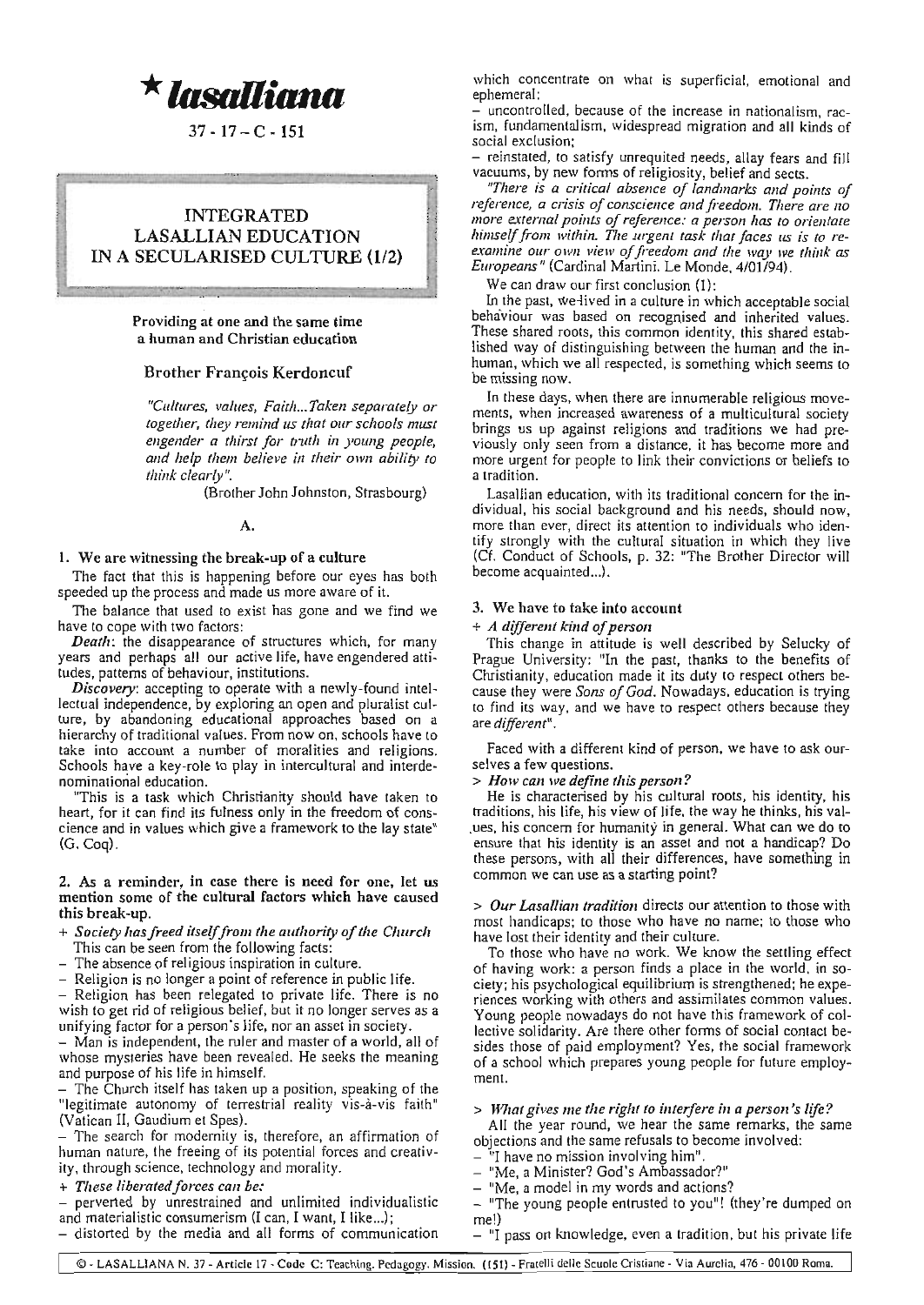# ★ lasalliana

37 - 17 - C - 151

## INTEGRATED LASALLIAN EDUCATION IN A SECULARISED CULTURE (1/2)

**Providing at one and the same time a human and Christian education**

**Brother François Kerdoncuf**

*"Cultures, values, Faith...Taken separately or together, they remind us that our schools must engender a thirst for truth in young people, and help them believe in their own ability to think clearly".*

(Brother John Johnston, Strasbourg)

A.

### 1. We are witnessing the break-up of a culture

The fact that this is happening before our eyes has both speeded up the process and made us more aware of it.

The balance that used to exist has gone and we find we have to cope with two factors:

***Death***: the disappearance of structures which, for many years and perhaps all our active life, have engendered attitudes, patterns of behaviour, institutions.

***Discovery***: accepting to operate with a newly-found intellectual independence, by exploring an open and pluralist culture, by abandoning educational approaches based on a hierarchy of traditional values. From now on, schools have to take into account a number of moralities and religions. Schools have a key-role to play in intercultural and interdenominational education.

"This is a task which Christianity should have taken to heart, for it can find its fulness only in the freedom of conscience and in values which give a framework to the lay state" (G. Coq).

### 2. As a reminder, in case there is need for one, let us mention some of the cultural factors which have caused this break-up.

+ *Society has freed itself from the authority of the Church*

This can be seen from the following facts:

- The absence of religious inspiration in culture.
- Religion is no longer a point of reference in public life.
- Religion has been relegated to private life. There is no wish to get rid of religious belief, but it no longer serves as a unifying factor for a person's life, nor an asset in society.
- Man is independent, the ruler and master of a world, all of whose mysteries have been revealed. He seeks the meaning and purpose of his life in himself.
- The Church itself has taken up a position, speaking of the "legitimate autonomy of terrestrial reality vis-à-vis faith" (Vatican II, Gaudium et Spes).
- The search for modernity is, therefore, an affirmation of human nature, the freeing of its potential forces and creativity, through science, technology and morality.

+ *These liberated forces can be:*

- perverted by unrestrained and unlimited individualistic and materialistic consumerism (I can, I want, I like...);
- distorted by the media and all forms of communication which concentrate on what is superficial, emotional and ephemeral;
- uncontrolled, because of the increase in nationalism, racism, fundamentalism, widespread migration and all kinds of social exclusion;
- reinstated, to satisfy unrequited needs, allay fears and fill vacuums, by new forms of religiosity, belief and sects.

*"There is a critical absence of landmarks and points of reference, a crisis of conscience and freedom. There are no more external points of reference: a person has to orientate himself from within. The urgent task that faces us is to re-examine our own view of freedom and the way we think as Europeans"* (Cardinal Martini, Le Monde, 4/01/94).

We can draw our first conclusion (1):

In the past, we lived in a culture in which acceptable social behaviour was based on recognised and inherited values. These shared roots, this common identity, this shared established way of distinguishing between the human and the inhuman, which we all respected, is something which seems to be missing now.

In these days, when there are innumerable religious movements, when increased awareness of a multicultural society brings us up against religions and traditions we had previously only seen from a distance, it has become more and more urgent for people to link their convictions or beliefs to a tradition.

Lasallian education, with its traditional concern for the individual, his social background and his needs, should now, more than ever, direct its attention to individuals who identify strongly with the cultural situation in which they live (Cf. Conduct of Schools, p. 32: "The Brother Director will become acquainted...).

### 3. We have to take into account

+ *A different kind of person*

This change in attitude is well described by Selucky of Prague University: "In the past, thanks to the benefits of Christianity, education made it its duty to respect others because they were *Sons of God*. Nowadays, education is trying to find its way, and we have to respect others because they are *different*".

Faced with a different kind of person, we have to ask ourselves a few questions.

> ***How can we define this person?***

He is characterised by his cultural roots, his identity, his traditions, his life, his view of life, the way he thinks, his values, his concern for humanity in general. What can we do to ensure that his identity is an asset and not a handicap? Do these persons, with all their differences, have something in common we can use as a starting point?

> ***Our Lasallian tradition*** directs our attention to those with most handicaps; to those who have no name; to those who have lost their identity and their culture.

To those who have no work. We know the settling effect of having work: a person finds a place in the world, in society; his psychological equilibrium is strengthened; he experiences working with others and assimilates common values. Young people nowadays do not have this framework of collective solidarity. Are there other forms of social contact besides those of paid employment? Yes, the social framework of a school which prepares young people for future employment.

> ***What gives me the right to interfere in a person's life?***

All the year round, we hear the same remarks, the same objections and the same refusals to become involved:

- "I have no mission involving him".
- "Me, a Minister? God's Ambassador?"
- "Me, a model in my words and actions?
- "The young people entrusted to you"! (they're dumped on me!)
- "I pass on knowledge, even a tradition, but his private life

© - LASALLIANA N. 37 - Article 17 - Code C: Teaching. Pedagogy. Mission. (151) - Fratelli delle Scuole Cristiane - Via Aurelia, 476 - 00100 Roma.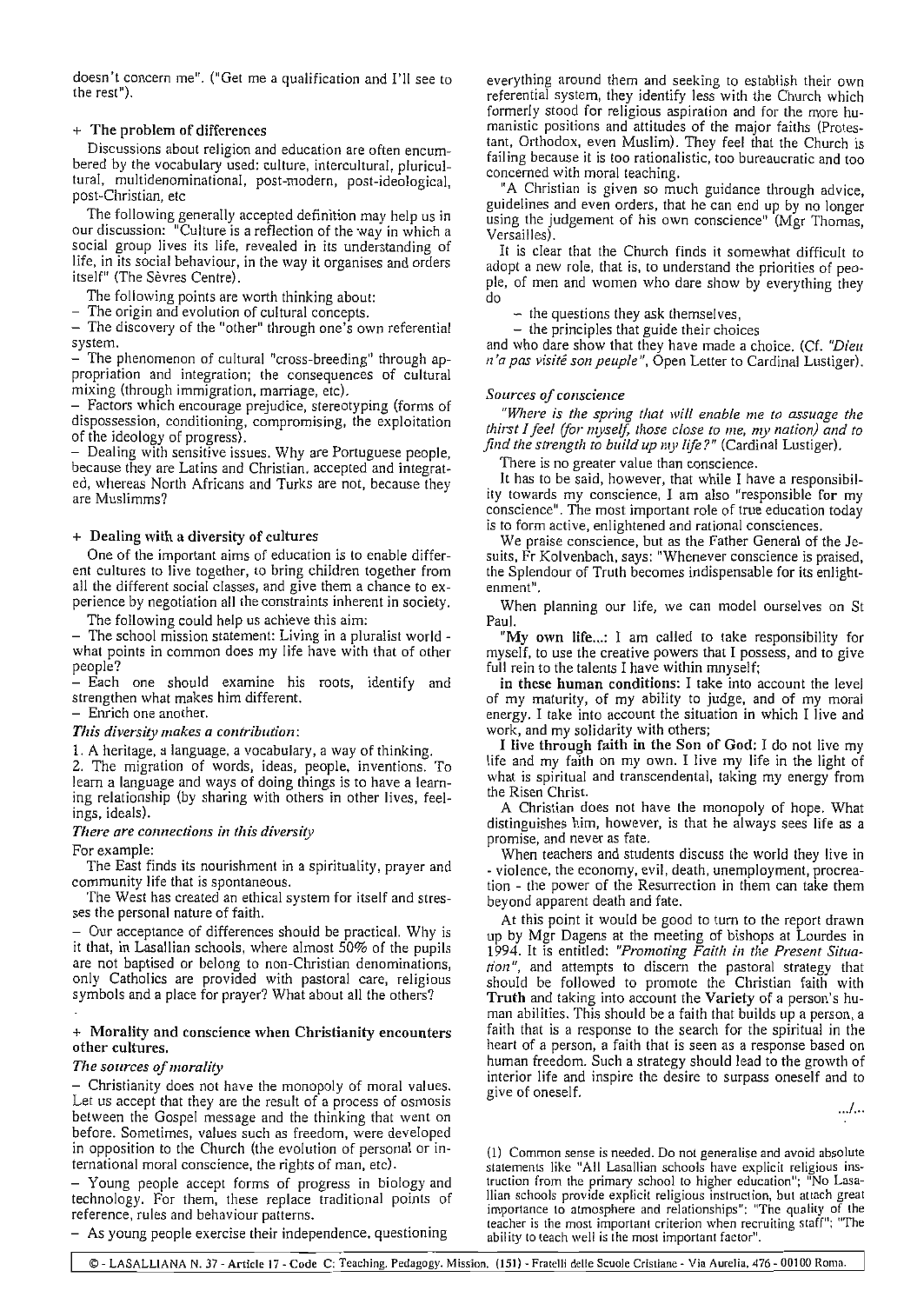doesn't concern me". ("Get me a qualification and I'll see to the rest").

### + The problem of differences

Discussions about religion and education are often encumbered by the vocabulary used: culture, intercultural, pluricultural, multidenominational, post-modern, post-ideological, post-Christian, etc

The following generally accepted definition may help us in our discussion: "Culture is a reflection of the way in which a social group lives its life, revealed in its understanding of life, in its social behaviour, in the way it organises and orders itself" (The Sèvres Centre).

The following points are worth thinking about:

- The origin and evolution of cultural concepts.
- The discovery of the "other" through one's own referential system.
- The phenomenon of cultural "cross-breeding" through appropriation and integration; the consequences of cultural mixing (through immigration, marriage, etc).
- Factors which encourage prejudice, stereotyping (forms of dispossession, conditioning, compromising, the exploitation of the ideology of progress).
- Dealing with sensitive issues. Why are Portuguese people, because they are Latins and Christian, accepted and integrated, whereas North Africans and Turks are not, because they are Muslimms?

### + Dealing with a diversity of cultures

One of the important aims of education is to enable different cultures to live together, to bring children together from all the different social classes, and give them a chance to experience by negotiation all the constraints inherent in society.

The following could help us achieve this aim:

- The school mission statement: Living in a pluralist world - what points in common does my life have with that of other people?
- Each one should examine his roots, identify and strengthen what makes him different.
- Enrich one another.

*This diversity makes a contribution*:

1. A heritage, a language, a vocabulary, a way of thinking.
2. The migration of words, ideas, people, inventions. To learn a language and ways of doing things is to have a learning relationship (by sharing with others in other lives, feelings, ideals).

*There are connections in this diversity*

For example:

The East finds its nourishment in a spirituality, prayer and community life that is spontaneous.

The West has created an ethical system for itself and stresses the personal nature of faith.

- Our acceptance of differences should be practical. Why is it that, in Lasallian schools, where almost 50% of the pupils are not baptised or belong to non-Christian denominations, only Catholics are provided with pastoral care, religious symbols and a place for prayer? What about all the others?

### + Morality and conscience when Christianity encounters other cultures.

*The sources of morality*

- Christianity does not have the monopoly of moral values. Let us accept that they are the result of a process of osmosis between the Gospel message and the thinking that went on before. Sometimes, values such as freedom, were developed in opposition to the Church (the evolution of personal or international moral conscience, the rights of man, etc).
- Young people accept forms of progress in biology and technology. For them, these replace traditional points of reference, rules and behaviour patterns.
- As young people exercise their independence, questioning everything around them and seeking to establish their own referential system, they identify less with the Church which formerly stood for religious aspiration and for the more humanistic positions and attitudes of the major faiths (Protestant, Orthodox, even Muslim). They feel that the Church is failing because it is too rationalistic, too bureaucratic and too concerned with moral teaching.

"A Christian is given so much guidance through advice, guidelines and even orders, that he can end up by no longer using the judgement of his own conscience" (Mgr Thomas, Versailles).

It is clear that the Church finds it somewhat difficult to adopt a new role, that is, to understand the priorities of people, of men and women who dare show by everything they do

- the questions they ask themselves,
- the principles that guide their choices

and who dare show that they have made a choice. (Cf. *"Dieu n'a pas visité son peuple"*, Open Letter to Cardinal Lustiger).

*Sources of conscience*

*"Where is the spring that will enable me to assuage the thirst I feel (for myself, those close to me, my nation) and to find the strength to build up my life?"* (Cardinal Lustiger).

There is no greater value than conscience.

It has to be said, however, that while I have a responsibility towards my conscience, I am also "responsible for my conscience". The most important role of true education today is to form active, enlightened and rational consciences.

We praise conscience, but as the Father General of the Jesuits, Fr Kolvenbach, says: "Whenever conscience is praised, the Splendour of Truth becomes indispensable for its enlightenment".

When planning our life, we can model ourselves on St Paul.

"**My own life...**: I am called to take responsibility for myself, to use the creative powers that I possess, and to give full rein to the talents I have within mnyself;

**in these human conditions**: I take into account the level of my maturity, of my ability to judge, and of my moral energy. I take into account the situation in which I live and work, and my solidarity with others;

**I live through faith in the Son of God**: I do not live my life and my faith on my own. I live my life in the light of what is spiritual and transcendental, taking my energy from the Risen Christ.

A Christian does not have the monopoly of hope. What distinguishes him, however, is that he always sees life as a promise, and never as fate.

When teachers and students discuss the world they live in - violence, the economy, evil, death, unemployment, procreation - the power of the Resurrection in them can take them beyond apparent death and fate.

At this point it would be good to turn to the report drawn up by Mgr Dagens at the meeting of bishops at Lourdes in 1994. It is entitled: *"Promoting Faith in the Present Situation"*, and attempts to discern the pastoral strategy that should be followed to promote the Christian faith with **Truth** and taking into account the **Variety** of a person's human abilities. This should be a faith that builds up a person, a faith that is a response to the search for the spiritual in the heart of a person, a faith that is seen as a response based on human freedom. Such a strategy should lead to the growth of interior life and inspire the desire to surpass oneself and to give of oneself.

.../...

(1) Common sense is needed. Do not generalise and avoid absolute statements like "All Lasallian schools have explicit religious instruction from the primary school to higher education"; "No Lasallian schools provide explicit religious instruction, but attach great importance to atmosphere and relationships"; "The quality of the teacher is the most important criterion when recruiting staff"; "The ability to teach well is the most important factor".